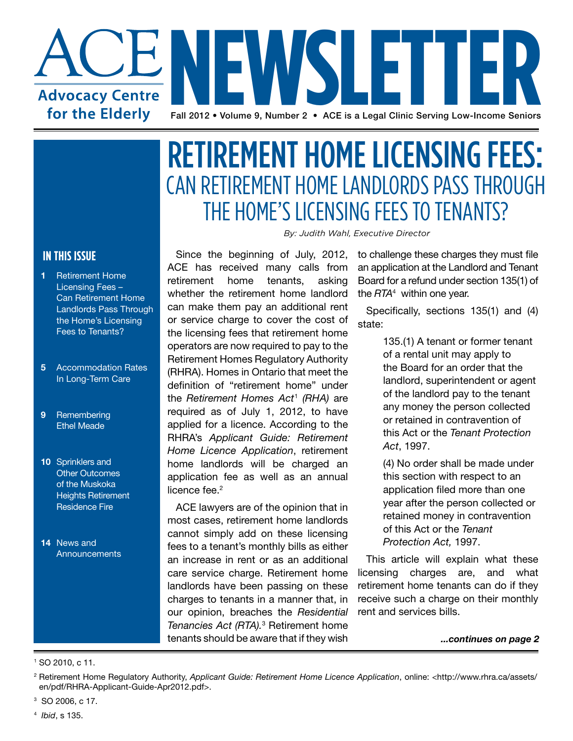# ACE NEWSLETTER

**Advocacy Centre for the Elderly**

Fall 2012 • Volume 9, Number 2 • ACE is a Legal Clinic Serving Low-Income Seniors

## IN THIS ISSUE

- **1** Retirement Home Licensing Fees – Can Retirement Home Landlords Pass Through the Home's Licensing Fees to Tenants?
- **5** Accommodation Rates In Long-Term Care
- **9** Remembering Ethel Meade
- **10** Sprinklers and Other Outcomes of the Muskoka Heights Retirement Residence Fire
- **14** News and Announcements

# RETIREMENT HOME LICENSING FEES: CAN RETIREMENT HOME LANDLORDS PASS THROUGH THE HOME'S LICENSING FEES TO TENANTS?

*By: Judith Wahl, Executive Director*

Since the beginning of July, 2012, ACE has received many calls from retirement home tenants, asking whether the retirement home landlord can make them pay an additional rent or service charge to cover the cost of the licensing fees that retirement home operators are now required to pay to the Retirement Homes Regulatory Authority (RHRA). Homes in Ontario that meet the definition of "retirement home" under the *Retirement Homes Act*[1] *(RHA)* are required as of July 1, 2012, to have applied for a licence. According to the RHRA's *Applicant Guide: Retirement Home Licence Application*, retirement home landlords will be charged an application fee as well as an annual licence fee.[2]

ACE lawyers are of the opinion that in most cases, retirement home landlords cannot simply add on these licensing fees to a tenant's monthly bills as either an increase in rent or as an additional care service charge. Retirement home landlords have been passing on these charges to tenants in a manner that, in our opinion, breaches the *Residential Tenancies Act (RTA).*[3] Retirement home tenants should be aware that if they wish to challenge these charges they must file an application at the Landlord and Tenant Board for a refund under section 135(1) of the *RTA*[4] within one year.

Specifically, sections 135(1) and (4) state:

> 135.(1) A tenant or former tenant of a rental unit may apply to the Board for an order that the landlord, superintendent or agent of the landlord pay to the tenant any money the person collected or retained in contravention of this Act or the *Tenant Protection Act*, 1997.
>
> (4) No order shall be made under this section with respect to an application filed more than one year after the person collected or retained money in contravention of this Act or the *Tenant Protection Act,* 1997.

This article will explain what these licensing charges are, and what retirement home tenants can do if they receive such a charge on their monthly rent and services bills.

***...continues on page 2***

---

[1] SO 2010, c 11.

[2] Retirement Home Regulatory Authority, *Applicant Guide: Retirement Home Licence Application*, online: <http://www.rhra.ca/assets/en/pdf/RHRA-Applicant-Guide-Apr2012.pdf>.

[3] SO 2006, c 17.

[4] *Ibid*, s 135.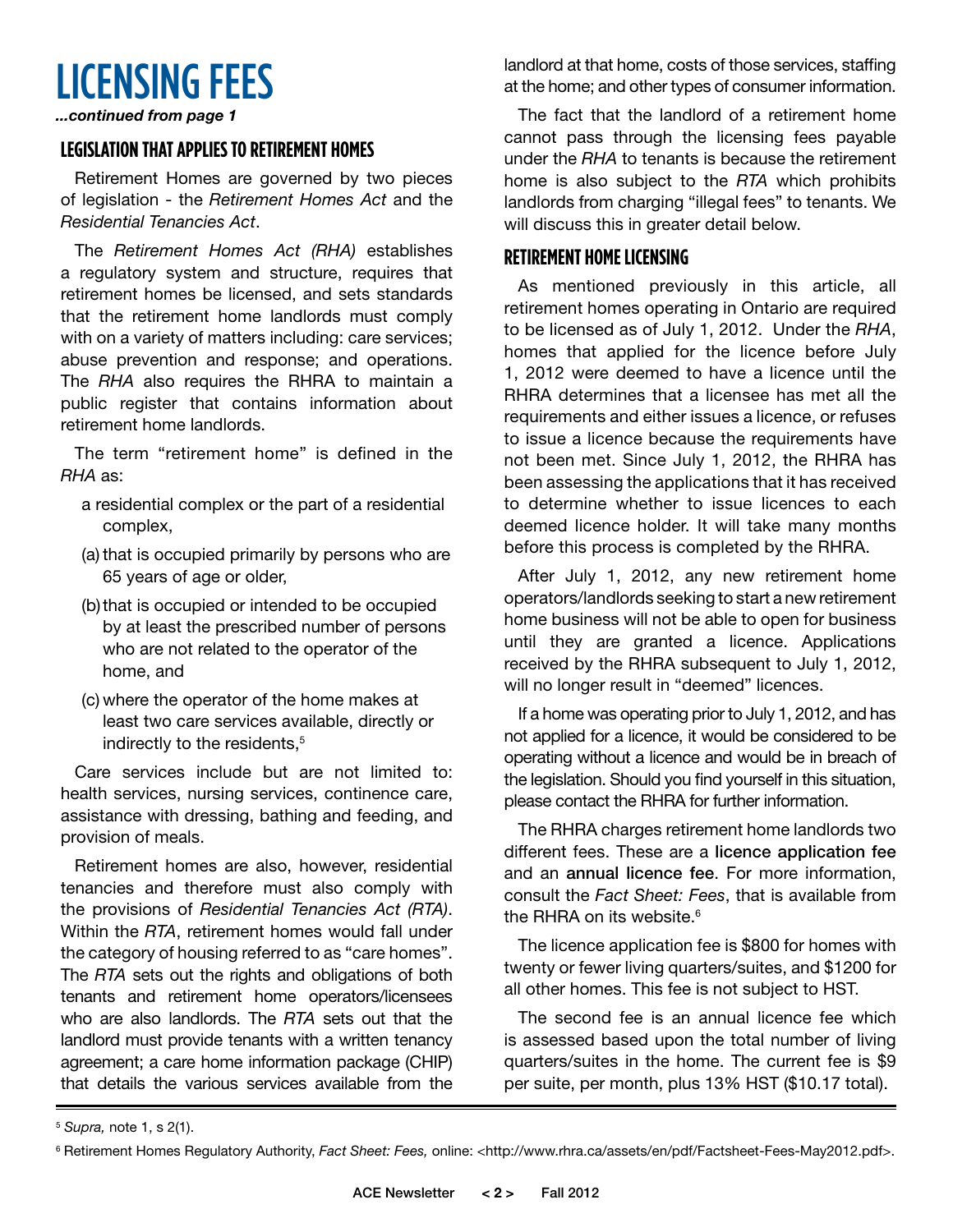# LICENSING FEES

***...continued from page 1***

## LEGISLATION THAT APPLIES TO RETIREMENT HOMES

Retirement Homes are governed by two pieces of legislation - the *Retirement Homes Act* and the *Residential Tenancies Act*.

The *Retirement Homes Act (RHA)* establishes a regulatory system and structure, requires that retirement homes be licensed, and sets standards that the retirement home landlords must comply with on a variety of matters including: care services; abuse prevention and response; and operations. The *RHA* also requires the RHRA to maintain a public register that contains information about retirement home landlords.

The term "retirement home" is defined in the *RHA* as:

a residential complex or the part of a residential complex,

(a) that is occupied primarily by persons who are 65 years of age or older,

(b) that is occupied or intended to be occupied by at least the prescribed number of persons who are not related to the operator of the home, and

(c) where the operator of the home makes at least two care services available, directly or indirectly to the residents,[5]

Care services include but are not limited to: health services, nursing services, continence care, assistance with dressing, bathing and feeding, and provision of meals.

Retirement homes are also, however, residential tenancies and therefore must also comply with the provisions of *Residential Tenancies Act (RTA)*. Within the *RTA*, retirement homes would fall under the category of housing referred to as "care homes". The *RTA* sets out the rights and obligations of both tenants and retirement home operators/licensees who are also landlords. The *RTA* sets out that the landlord must provide tenants with a written tenancy agreement; a care home information package (CHIP) that details the various services available from the landlord at that home, costs of those services, staffing at the home; and other types of consumer information.

The fact that the landlord of a retirement home cannot pass through the licensing fees payable under the *RHA* to tenants is because the retirement home is also subject to the *RTA* which prohibits landlords from charging "illegal fees" to tenants. We will discuss this in greater detail below.

## RETIREMENT HOME LICENSING

As mentioned previously in this article, all retirement homes operating in Ontario are required to be licensed as of July 1, 2012. Under the *RHA*, homes that applied for the licence before July 1, 2012 were deemed to have a licence until the RHRA determines that a licensee has met all the requirements and either issues a licence, or refuses to issue a licence because the requirements have not been met. Since July 1, 2012, the RHRA has been assessing the applications that it has received to determine whether to issue licences to each deemed licence holder. It will take many months before this process is completed by the RHRA.

After July 1, 2012, any new retirement home operators/landlords seeking to start a new retirement home business will not be able to open for business until they are granted a licence. Applications received by the RHRA subsequent to July 1, 2012, will no longer result in "deemed" licences.

If a home was operating prior to July 1, 2012, and has not applied for a licence, it would be considered to be operating without a licence and would be in breach of the legislation. Should you find yourself in this situation, please contact the RHRA for further information.

The RHRA charges retirement home landlords two different fees. These are a licence application fee and an annual licence fee. For more information, consult the *Fact Sheet: Fees*, that is available from the RHRA on its website.[6]

The licence application fee is $800 for homes with twenty or fewer living quarters/suites, and $1200 for all other homes. This fee is not subject to HST.

The second fee is an annual licence fee which is assessed based upon the total number of living quarters/suites in the home. The current fee is $9 per suite, per month, plus 13% HST ($10.17 total).

---

[5] *Supra,* note 1, s 2(1).

[6] Retirement Homes Regulatory Authority, *Fact Sheet: Fees,* online: <http://www.rhra.ca/assets/en/pdf/Factsheet-Fees-May2012.pdf>.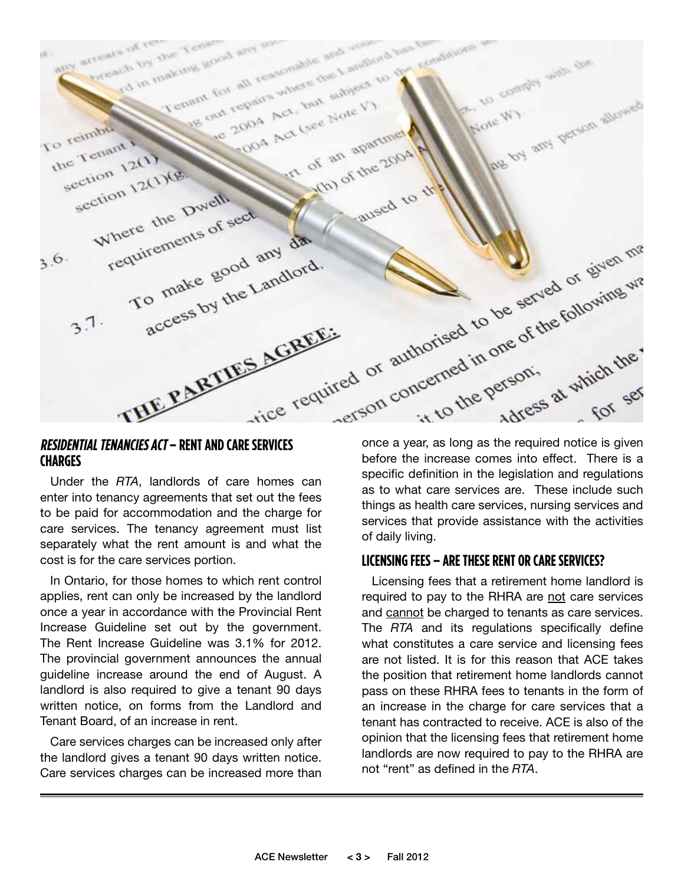## *RESIDENTIAL TENANCIES ACT* – RENT AND CARE SERVICES CHARGES

Under the *RTA*, landlords of care homes can enter into tenancy agreements that set out the fees to be paid for accommodation and the charge for care services. The tenancy agreement must list separately what the rent amount is and what the cost is for the care services portion.

In Ontario, for those homes to which rent control applies, rent can only be increased by the landlord once a year in accordance with the Provincial Rent Increase Guideline set out by the government. The Rent Increase Guideline was 3.1% for 2012. The provincial government announces the annual guideline increase around the end of August. A landlord is also required to give a tenant 90 days written notice, on forms from the Landlord and Tenant Board, of an increase in rent.

Care services charges can be increased only after the landlord gives a tenant 90 days written notice. Care services charges can be increased more than once a year, as long as the required notice is given before the increase comes into effect. There is a specific definition in the legislation and regulations as to what care services are. These include such things as health care services, nursing services and services that provide assistance with the activities of daily living.

## LICENSING FEES – ARE THESE RENT OR CARE SERVICES?

Licensing fees that a retirement home landlord is required to pay to the RHRA are not care services and cannot be charged to tenants as care services. The *RTA* and its regulations specifically define what constitutes a care service and licensing fees are not listed. It is for this reason that ACE takes the position that retirement home landlords cannot pass on these RHRA fees to tenants in the form of an increase in the charge for care services that a tenant has contracted to receive. ACE is also of the opinion that the licensing fees that retirement home landlords are now required to pay to the RHRA are not "rent" as defined in the *RTA*.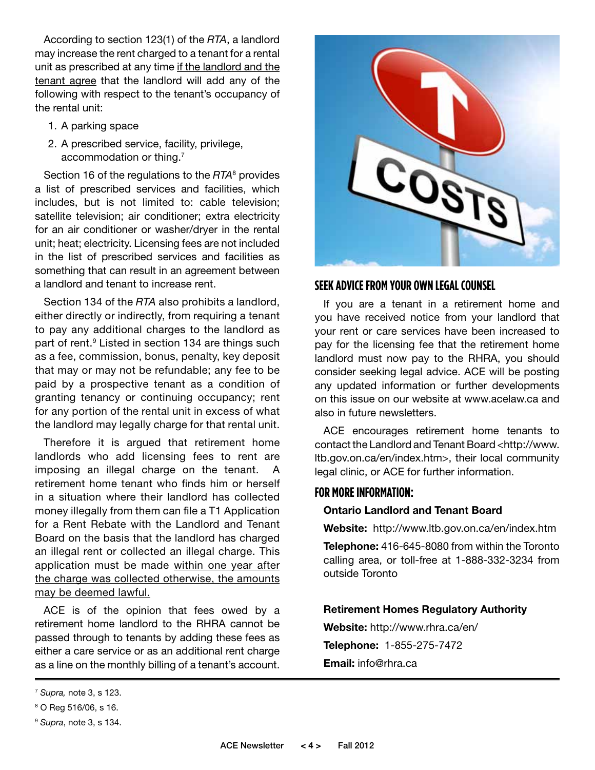According to section 123(1) of the *RTA*, a landlord may increase the rent charged to a tenant for a rental unit as prescribed at any time if the landlord and the tenant agree that the landlord will add any of the following with respect to the tenant's occupancy of the rental unit:

1. A parking space
2. A prescribed service, facility, privilege, accommodation or thing.[7]

Section 16 of the regulations to the *RTA*[8] provides a list of prescribed services and facilities, which includes, but is not limited to: cable television; satellite television; air conditioner; extra electricity for an air conditioner or washer/dryer in the rental unit; heat; electricity. Licensing fees are not included in the list of prescribed services and facilities as something that can result in an agreement between a landlord and tenant to increase rent.

Section 134 of the *RTA* also prohibits a landlord, either directly or indirectly, from requiring a tenant to pay any additional charges to the landlord as part of rent.[9] Listed in section 134 are things such as a fee, commission, bonus, penalty, key deposit that may or may not be refundable; any fee to be paid by a prospective tenant as a condition of granting tenancy or continuing occupancy; rent for any portion of the rental unit in excess of what the landlord may legally charge for that rental unit.

Therefore it is argued that retirement home landlords who add licensing fees to rent are imposing an illegal charge on the tenant. A retirement home tenant who finds him or herself in a situation where their landlord has collected money illegally from them can file a T1 Application for a Rent Rebate with the Landlord and Tenant Board on the basis that the landlord has charged an illegal rent or collected an illegal charge. This application must be made within one year after the charge was collected otherwise, the amounts may be deemed lawful.

ACE is of the opinion that fees owed by a retirement home landlord to the RHRA cannot be passed through to tenants by adding these fees as either a care service or as an additional rent charge as a line on the monthly billing of a tenant's account.

## SEEK ADVICE FROM YOUR OWN LEGAL COUNSEL

If you are a tenant in a retirement home and you have received notice from your landlord that your rent or care services have been increased to pay for the licensing fee that the retirement home landlord must now pay to the RHRA, you should consider seeking legal advice. ACE will be posting any updated information or further developments on this issue on our website at www.acelaw.ca and also in future newsletters.

ACE encourages retirement home tenants to contact the Landlord and Tenant Board <http://www.ltb.gov.on.ca/en/index.htm>, their local community legal clinic, or ACE for further information.

## FOR MORE INFORMATION:

**Ontario Landlord and Tenant Board**

**Website:** http://www.ltb.gov.on.ca/en/index.htm

**Telephone:** 416-645-8080 from within the Toronto calling area, or toll-free at 1-888-332-3234 from outside Toronto

**Retirement Homes Regulatory Authority**

**Website:** http://www.rhra.ca/en/

**Telephone:** 1-855-275-7472

**Email:** info@rhra.ca

---

[7] *Supra,* note 3, s 123.

[8] O Reg 516/06, s 16.

[9] *Supra*, note 3, s 134.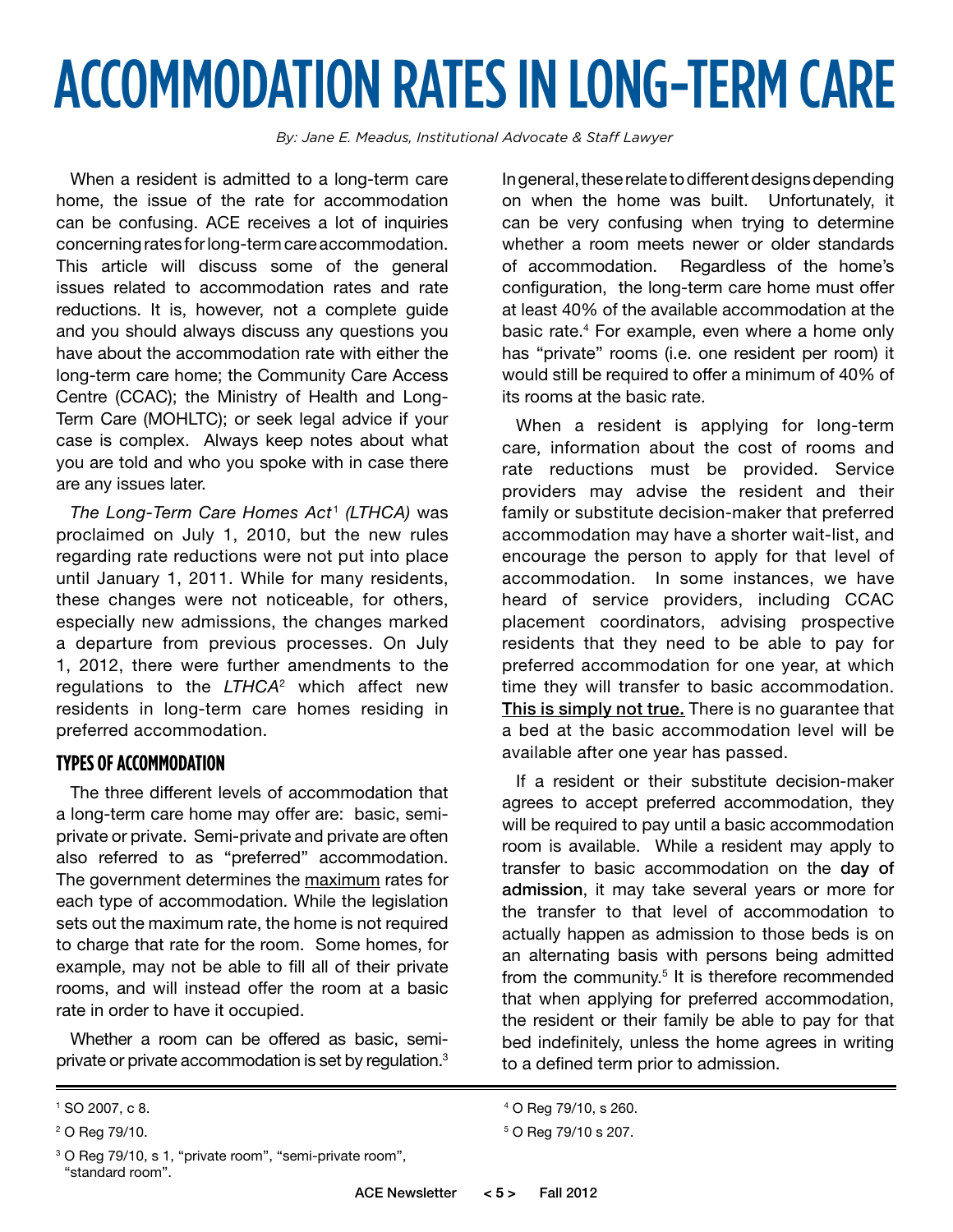# ACCOMMODATION RATES IN LONG-TERM CARE

*By: Jane E. Meadus, Institutional Advocate & Staff Lawyer*

When a resident is admitted to a long-term care home, the issue of the rate for accommodation can be confusing. ACE receives a lot of inquiries concerning rates for long-term care accommodation. This article will discuss some of the general issues related to accommodation rates and rate reductions. It is, however, not a complete guide and you should always discuss any questions you have about the accommodation rate with either the long-term care home; the Community Care Access Centre (CCAC); the Ministry of Health and Long-Term Care (MOHLTC); or seek legal advice if your case is complex. Always keep notes about what you are told and who you spoke with in case there are any issues later.

*The Long-Term Care Homes Act*[1] *(LTHCA)* was proclaimed on July 1, 2010, but the new rules regarding rate reductions were not put into place until January 1, 2011. While for many residents, these changes were not noticeable, for others, especially new admissions, the changes marked a departure from previous processes. On July 1, 2012, there were further amendments to the regulations to the *LTHCA*[2] which affect new residents in long-term care homes residing in preferred accommodation.

## TYPES OF ACCOMMODATION

The three different levels of accommodation that a long-term care home may offer are: basic, semi-private or private. Semi-private and private are often also referred to as "preferred" accommodation. The government determines the maximum rates for each type of accommodation. While the legislation sets out the maximum rate, the home is not required to charge that rate for the room. Some homes, for example, may not be able to fill all of their private rooms, and will instead offer the room at a basic rate in order to have it occupied.

Whether a room can be offered as basic, semi-private or private accommodation is set by regulation.[3] In general, these relate to different designs depending on when the home was built. Unfortunately, it can be very confusing when trying to determine whether a room meets newer or older standards of accommodation. Regardless of the home's configuration, the long-term care home must offer at least 40% of the available accommodation at the basic rate.[4] For example, even where a home only has "private" rooms (i.e. one resident per room) it would still be required to offer a minimum of 40% of its rooms at the basic rate.

When a resident is applying for long-term care, information about the cost of rooms and rate reductions must be provided. Service providers may advise the resident and their family or substitute decision-maker that preferred accommodation may have a shorter wait-list, and encourage the person to apply for that level of accommodation. In some instances, we have heard of service providers, including CCAC placement coordinators, advising prospective residents that they need to be able to pay for preferred accommodation for one year, at which time they will transfer to basic accommodation. **This is simply not true.** There is no guarantee that a bed at the basic accommodation level will be available after one year has passed.

If a resident or their substitute decision-maker agrees to accept preferred accommodation, they will be required to pay until a basic accommodation room is available. While a resident may apply to transfer to basic accommodation on the **day of admission**, it may take several years or more for the transfer to that level of accommodation to actually happen as admission to those beds is on an alternating basis with persons being admitted from the community.[5] It is therefore recommended that when applying for preferred accommodation, the resident or their family be able to pay for that bed indefinitely, unless the home agrees in writing to a defined term prior to admission.

---

[1] SO 2007, c 8.

[2] O Reg 79/10.

[3] O Reg 79/10, s 1, "private room", "semi-private room", "standard room".

[4] O Reg 79/10, s 260.

[5] O Reg 79/10 s 207.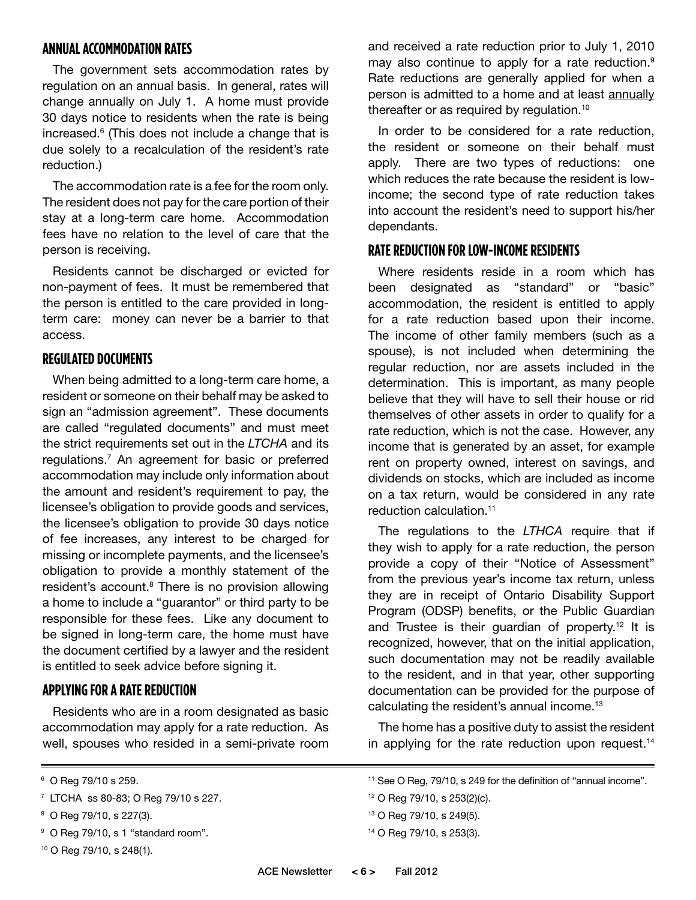## ANNUAL ACCOMMODATION RATES

The government sets accommodation rates by regulation on an annual basis. In general, rates will change annually on July 1. A home must provide 30 days notice to residents when the rate is being increased.[6] (This does not include a change that is due solely to a recalculation of the resident's rate reduction.)

The accommodation rate is a fee for the room only. The resident does not pay for the care portion of their stay at a long-term care home. Accommodation fees have no relation to the level of care that the person is receiving.

Residents cannot be discharged or evicted for non-payment of fees. It must be remembered that the person is entitled to the care provided in long-term care: money can never be a barrier to that access.

## REGULATED DOCUMENTS

When being admitted to a long-term care home, a resident or someone on their behalf may be asked to sign an "admission agreement". These documents are called "regulated documents" and must meet the strict requirements set out in the *LTCHA* and its regulations.[7] An agreement for basic or preferred accommodation may include only information about the amount and resident's requirement to pay, the licensee's obligation to provide goods and services, the licensee's obligation to provide 30 days notice of fee increases, any interest to be charged for missing or incomplete payments, and the licensee's obligation to provide a monthly statement of the resident's account.[8] There is no provision allowing a home to include a "guarantor" or third party to be responsible for these fees. Like any document to be signed in long-term care, the home must have the document certified by a lawyer and the resident is entitled to seek advice before signing it.

## APPLYING FOR A RATE REDUCTION

Residents who are in a room designated as basic accommodation may apply for a rate reduction. As well, spouses who resided in a semi-private room and received a rate reduction prior to July 1, 2010 may also continue to apply for a rate reduction.[9] Rate reductions are generally applied for when a person is admitted to a home and at least <u>annually</u> thereafter or as required by regulation.[10]

In order to be considered for a rate reduction, the resident or someone on their behalf must apply. There are two types of reductions: one which reduces the rate because the resident is low-income; the second type of rate reduction takes into account the resident's need to support his/her dependants.

## RATE REDUCTION FOR LOW-INCOME RESIDENTS

Where residents reside in a room which has been designated as "standard" or "basic" accommodation, the resident is entitled to apply for a rate reduction based upon their income. The income of other family members (such as a spouse), is not included when determining the regular reduction, nor are assets included in the determination. This is important, as many people believe that they will have to sell their house or rid themselves of other assets in order to qualify for a rate reduction, which is not the case. However, any income that is generated by an asset, for example rent on property owned, interest on savings, and dividends on stocks, which are included as income on a tax return, would be considered in any rate reduction calculation.[11]

The regulations to the *LTHCA* require that if they wish to apply for a rate reduction, the person provide a copy of their "Notice of Assessment" from the previous year's income tax return, unless they are in receipt of Ontario Disability Support Program (ODSP) benefits, or the Public Guardian and Trustee is their guardian of property.[12] It is recognized, however, that on the initial application, such documentation may not be readily available to the resident, and in that year, other supporting documentation can be provided for the purpose of calculating the resident's annual income.[13]

The home has a positive duty to assist the resident in applying for the rate reduction upon request.[14]

---

[6] O Reg 79/10 s 259.

[7] LTCHA ss 80-83; O Reg 79/10 s 227.

[8] O Reg 79/10, s 227(3).

[9] O Reg 79/10, s 1 "standard room".

[10] O Reg 79/10, s 248(1).

[11] See O Reg, 79/10, s 249 for the definition of "annual income".

[12] O Reg 79/10, s 253(2)(c).

[13] O Reg 79/10, s 249(5).

[14] O Reg 79/10, s 253(3).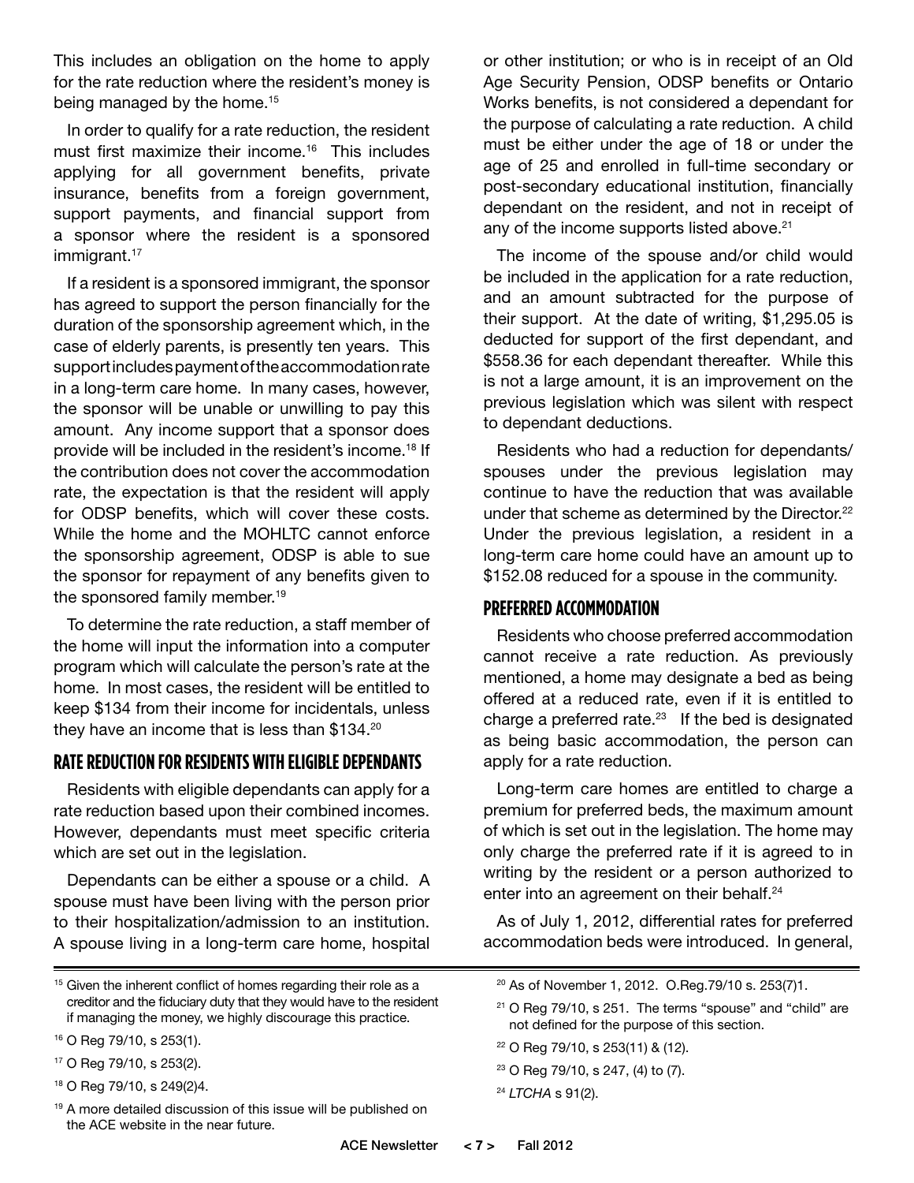This includes an obligation on the home to apply for the rate reduction where the resident's money is being managed by the home.[15]

In order to qualify for a rate reduction, the resident must first maximize their income.[16] This includes applying for all government benefits, private insurance, benefits from a foreign government, support payments, and financial support from a sponsor where the resident is a sponsored immigrant.[17]

If a resident is a sponsored immigrant, the sponsor has agreed to support the person financially for the duration of the sponsorship agreement which, in the case of elderly parents, is presently ten years. This support includes payment of the accommodation rate in a long-term care home. In many cases, however, the sponsor will be unable or unwilling to pay this amount. Any income support that a sponsor does provide will be included in the resident's income.[18] If the contribution does not cover the accommodation rate, the expectation is that the resident will apply for ODSP benefits, which will cover these costs. While the home and the MOHLTC cannot enforce the sponsorship agreement, ODSP is able to sue the sponsor for repayment of any benefits given to the sponsored family member.[19]

To determine the rate reduction, a staff member of the home will input the information into a computer program which will calculate the person's rate at the home. In most cases, the resident will be entitled to keep $134 from their income for incidentals, unless they have an income that is less than $134.[20]

## RATE REDUCTION FOR RESIDENTS WITH ELIGIBLE DEPENDANTS

Residents with eligible dependants can apply for a rate reduction based upon their combined incomes. However, dependants must meet specific criteria which are set out in the legislation.

Dependants can be either a spouse or a child. A spouse must have been living with the person prior to their hospitalization/admission to an institution. A spouse living in a long-term care home, hospital or other institution; or who is in receipt of an Old Age Security Pension, ODSP benefits or Ontario Works benefits, is not considered a dependant for the purpose of calculating a rate reduction. A child must be either under the age of 18 or under the age of 25 and enrolled in full-time secondary or post-secondary educational institution, financially dependant on the resident, and not in receipt of any of the income supports listed above.[21]

The income of the spouse and/or child would be included in the application for a rate reduction, and an amount subtracted for the purpose of their support. At the date of writing, $1,295.05 is deducted for support of the first dependant, and $558.36 for each dependant thereafter. While this is not a large amount, it is an improvement on the previous legislation which was silent with respect to dependant deductions.

Residents who had a reduction for dependants/spouses under the previous legislation may continue to have the reduction that was available under that scheme as determined by the Director.[22] Under the previous legislation, a resident in a long-term care home could have an amount up to $152.08 reduced for a spouse in the community.

## PREFERRED ACCOMMODATION

Residents who choose preferred accommodation cannot receive a rate reduction. As previously mentioned, a home may designate a bed as being offered at a reduced rate, even if it is entitled to charge a preferred rate.[23] If the bed is designated as being basic accommodation, the person can apply for a rate reduction.

Long-term care homes are entitled to charge a premium for preferred beds, the maximum amount of which is set out in the legislation. The home may only charge the preferred rate if it is agreed to in writing by the resident or a person authorized to enter into an agreement on their behalf.[24]

As of July 1, 2012, differential rates for preferred accommodation beds were introduced. In general,

---

[15] Given the inherent conflict of homes regarding their role as a creditor and the fiduciary duty that they would have to the resident if managing the money, we highly discourage this practice.

[16] O Reg 79/10, s 253(1).

[17] O Reg 79/10, s 253(2).

[18] O Reg 79/10, s 249(2)4.

[19] A more detailed discussion of this issue will be published on the ACE website in the near future.

[20] As of November 1, 2012. O.Reg.79/10 s. 253(7)1.

[21] O Reg 79/10, s 251. The terms "spouse" and "child" are not defined for the purpose of this section.

[22] O Reg 79/10, s 253(11) & (12).

[23] O Reg 79/10, s 247, (4) to (7).

[24] *LTCHA* s 91(2).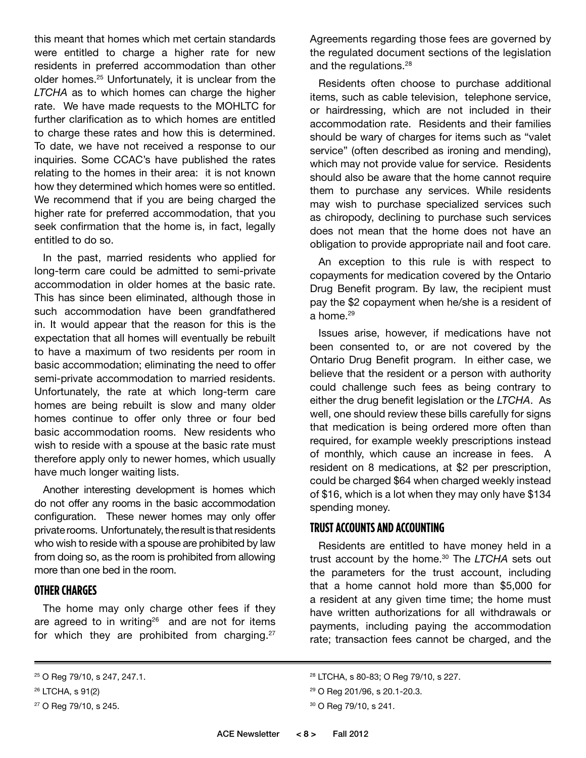this meant that homes which met certain standards were entitled to charge a higher rate for new residents in preferred accommodation than other older homes.[25] Unfortunately, it is unclear from the *LTCHA* as to which homes can charge the higher rate. We have made requests to the MOHLTC for further clarification as to which homes are entitled to charge these rates and how this is determined. To date, we have not received a response to our inquiries. Some CCAC's have published the rates relating to the homes in their area: it is not known how they determined which homes were so entitled. We recommend that if you are being charged the higher rate for preferred accommodation, that you seek confirmation that the home is, in fact, legally entitled to do so.

In the past, married residents who applied for long-term care could be admitted to semi-private accommodation in older homes at the basic rate. This has since been eliminated, although those in such accommodation have been grandfathered in. It would appear that the reason for this is the expectation that all homes will eventually be rebuilt to have a maximum of two residents per room in basic accommodation; eliminating the need to offer semi-private accommodation to married residents. Unfortunately, the rate at which long-term care homes are being rebuilt is slow and many older homes continue to offer only three or four bed basic accommodation rooms. New residents who wish to reside with a spouse at the basic rate must therefore apply only to newer homes, which usually have much longer waiting lists.

Another interesting development is homes which do not offer any rooms in the basic accommodation configuration. These newer homes may only offer private rooms. Unfortunately, the result is that residents who wish to reside with a spouse are prohibited by law from doing so, as the room is prohibited from allowing more than one bed in the room.

## OTHER CHARGES

The home may only charge other fees if they are agreed to in writing[26] and are not for items for which they are prohibited from charging.[27] Agreements regarding those fees are governed by the regulated document sections of the legislation and the regulations.[28]

Residents often choose to purchase additional items, such as cable television, telephone service, or hairdressing, which are not included in their accommodation rate. Residents and their families should be wary of charges for items such as "valet service" (often described as ironing and mending), which may not provide value for service. Residents should also be aware that the home cannot require them to purchase any services. While residents may wish to purchase specialized services such as chiropody, declining to purchase such services does not mean that the home does not have an obligation to provide appropriate nail and foot care.

An exception to this rule is with respect to copayments for medication covered by the Ontario Drug Benefit program. By law, the recipient must pay the $2 copayment when he/she is a resident of a home.[29]

Issues arise, however, if medications have not been consented to, or are not covered by the Ontario Drug Benefit program. In either case, we believe that the resident or a person with authority could challenge such fees as being contrary to either the drug benefit legislation or the *LTCHA*. As well, one should review these bills carefully for signs that medication is being ordered more often than required, for example weekly prescriptions instead of monthly, which cause an increase in fees. A resident on 8 medications, at $2 per prescription, could be charged $64 when charged weekly instead of $16, which is a lot when they may only have $134 spending money.

## TRUST ACCOUNTS AND ACCOUNTING

Residents are entitled to have money held in a trust account by the home.[30] The *LTCHA* sets out the parameters for the trust account, including that a home cannot hold more than $5,000 for a resident at any given time time; the home must have written authorizations for all withdrawals or payments, including paying the accommodation rate; transaction fees cannot be charged, and the

---

[25] O Reg 79/10, s 247, 247.1.

[26] LTCHA, s 91(2)

[27] O Reg 79/10, s 245.

[28] LTCHA, s 80-83; O Reg 79/10, s 227.

[29] O Reg 201/96, s 20.1-20.3.

[30] O Reg 79/10, s 241.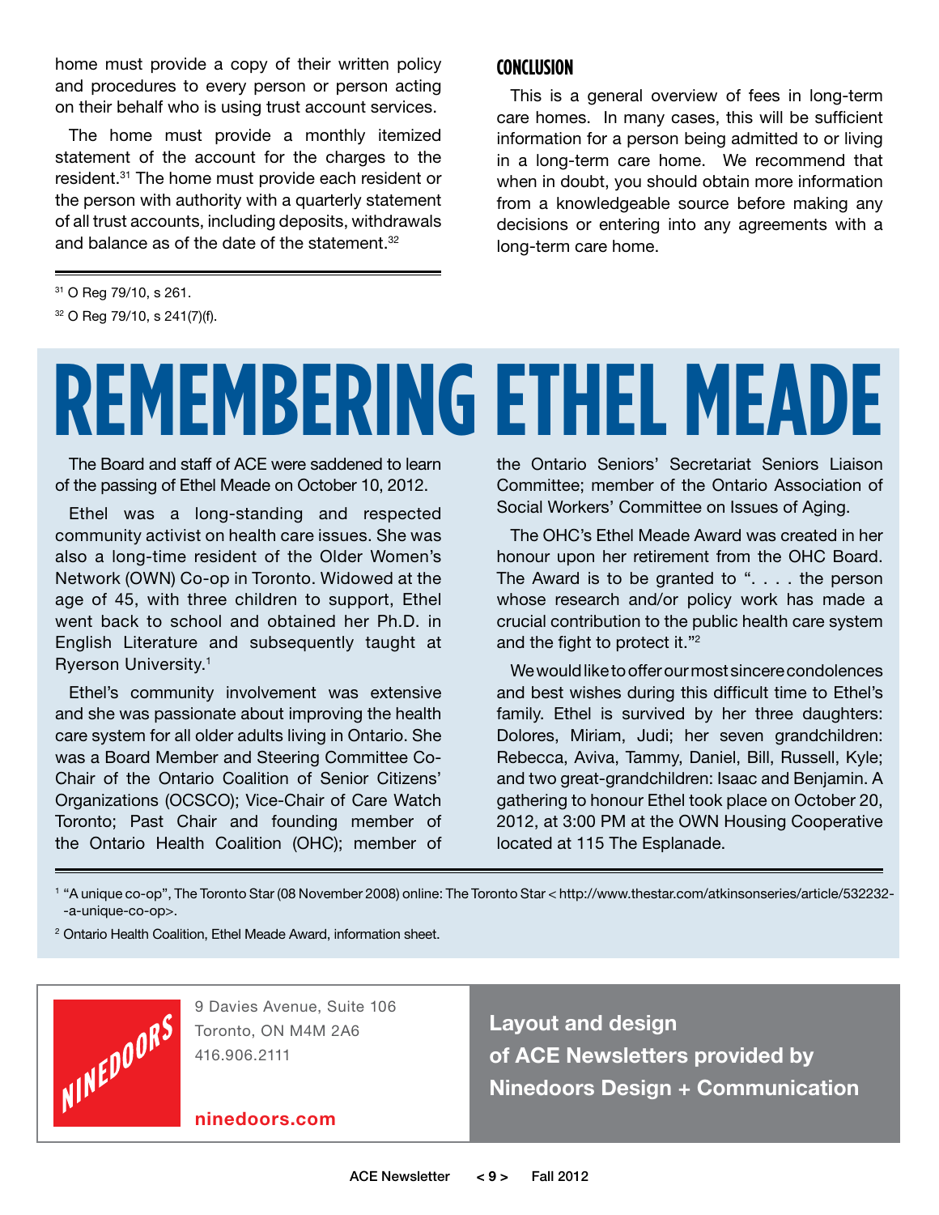home must provide a copy of their written policy and procedures to every person or person acting on their behalf who is using trust account services.

The home must provide a monthly itemized statement of the account for the charges to the resident.[31] The home must provide each resident or the person with authority with a quarterly statement of all trust accounts, including deposits, withdrawals and balance as of the date of the statement.[32]

[31] O Reg 79/10, s 261.

[32] O Reg 79/10, s 241(7)(f).

## CONCLUSION

This is a general overview of fees in long-term care homes. In many cases, this will be sufficient information for a person being admitted to or living in a long-term care home. We recommend that when in doubt, you should obtain more information from a knowledgeable source before making any decisions or entering into any agreements with a long-term care home.

# REMEMBERING ETHEL MEADE

The Board and staff of ACE were saddened to learn of the passing of Ethel Meade on October 10, 2012.

Ethel was a long-standing and respected community activist on health care issues. She was also a long-time resident of the Older Women's Network (OWN) Co-op in Toronto. Widowed at the age of 45, with three children to support, Ethel went back to school and obtained her Ph.D. in English Literature and subsequently taught at Ryerson University.[1]

Ethel's community involvement was extensive and she was passionate about improving the health care system for all older adults living in Ontario. She was a Board Member and Steering Committee Co-Chair of the Ontario Coalition of Senior Citizens' Organizations (OCSCO); Vice-Chair of Care Watch Toronto; Past Chair and founding member of the Ontario Health Coalition (OHC); member of the Ontario Seniors' Secretariat Seniors Liaison Committee; member of the Ontario Association of Social Workers' Committee on Issues of Aging.

The OHC's Ethel Meade Award was created in her honour upon her retirement from the OHC Board. The Award is to be granted to ". . . . the person whose research and/or policy work has made a crucial contribution to the public health care system and the fight to protect it."[2]

We would like to offer our most sincere condolences and best wishes during this difficult time to Ethel's family. Ethel is survived by her three daughters: Dolores, Miriam, Judi; her seven grandchildren: Rebecca, Aviva, Tammy, Daniel, Bill, Russell, Kyle; and two great-grandchildren: Isaac and Benjamin. A gathering to honour Ethel took place on October 20, 2012, at 3:00 PM at the OWN Housing Cooperative located at 115 The Esplanade.

[1] "A unique co-op", The Toronto Star (08 November 2008) online: The Toronto Star < http://www.thestar.com/atkinsonseries/article/532232--a-unique-co-op>.

[2] Ontario Health Coalition, Ethel Meade Award, information sheet.

NINEDOORS

9 Davies Avenue, Suite 106
Toronto, ON M4M 2A6
416.906.2111

**ninedoors.com**

**Layout and design of ACE Newsletters provided by Ninedoors Design + Communication**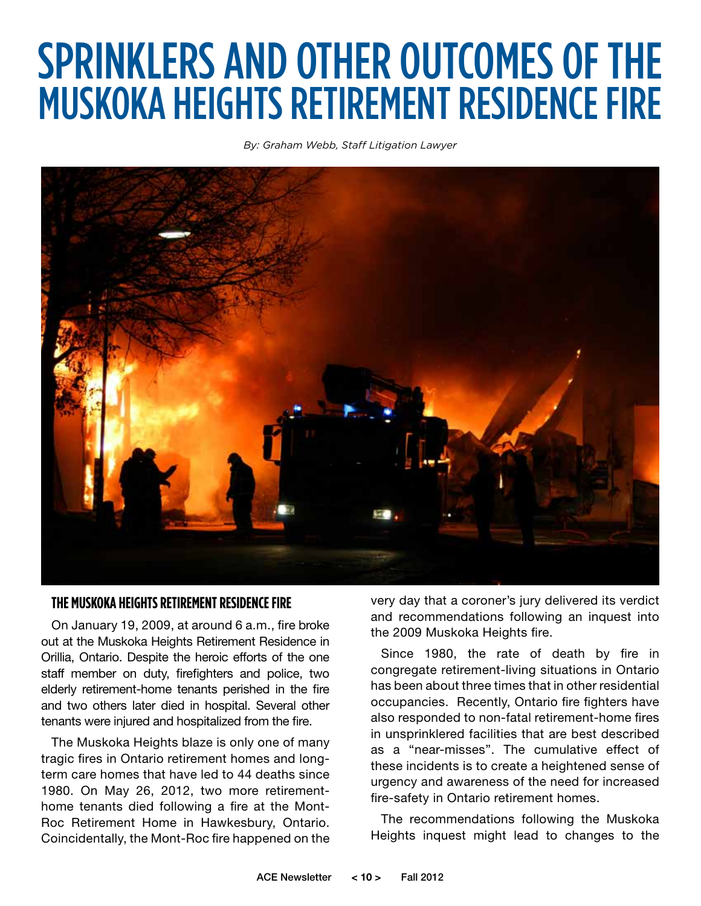# SPRINKLERS AND OTHER OUTCOMES OF THE MUSKOKA HEIGHTS RETIREMENT RESIDENCE FIRE

*By: Graham Webb, Staff Litigation Lawyer*

## THE MUSKOKA HEIGHTS RETIREMENT RESIDENCE FIRE

On January 19, 2009, at around 6 a.m., fire broke out at the Muskoka Heights Retirement Residence in Orillia, Ontario. Despite the heroic efforts of the one staff member on duty, firefighters and police, two elderly retirement-home tenants perished in the fire and two others later died in hospital. Several other tenants were injured and hospitalized from the fire.

The Muskoka Heights blaze is only one of many tragic fires in Ontario retirement homes and long-term care homes that have led to 44 deaths since 1980. On May 26, 2012, two more retirement-home tenants died following a fire at the Mont-Roc Retirement Home in Hawkesbury, Ontario. Coincidentally, the Mont-Roc fire happened on the very day that a coroner's jury delivered its verdict and recommendations following an inquest into the 2009 Muskoka Heights fire.

Since 1980, the rate of death by fire in congregate retirement-living situations in Ontario has been about three times that in other residential occupancies. Recently, Ontario fire fighters have also responded to non-fatal retirement-home fires in unsprinklered facilities that are best described as a "near-misses". The cumulative effect of these incidents is to create a heightened sense of urgency and awareness of the need for increased fire-safety in Ontario retirement homes.

The recommendations following the Muskoka Heights inquest might lead to changes to the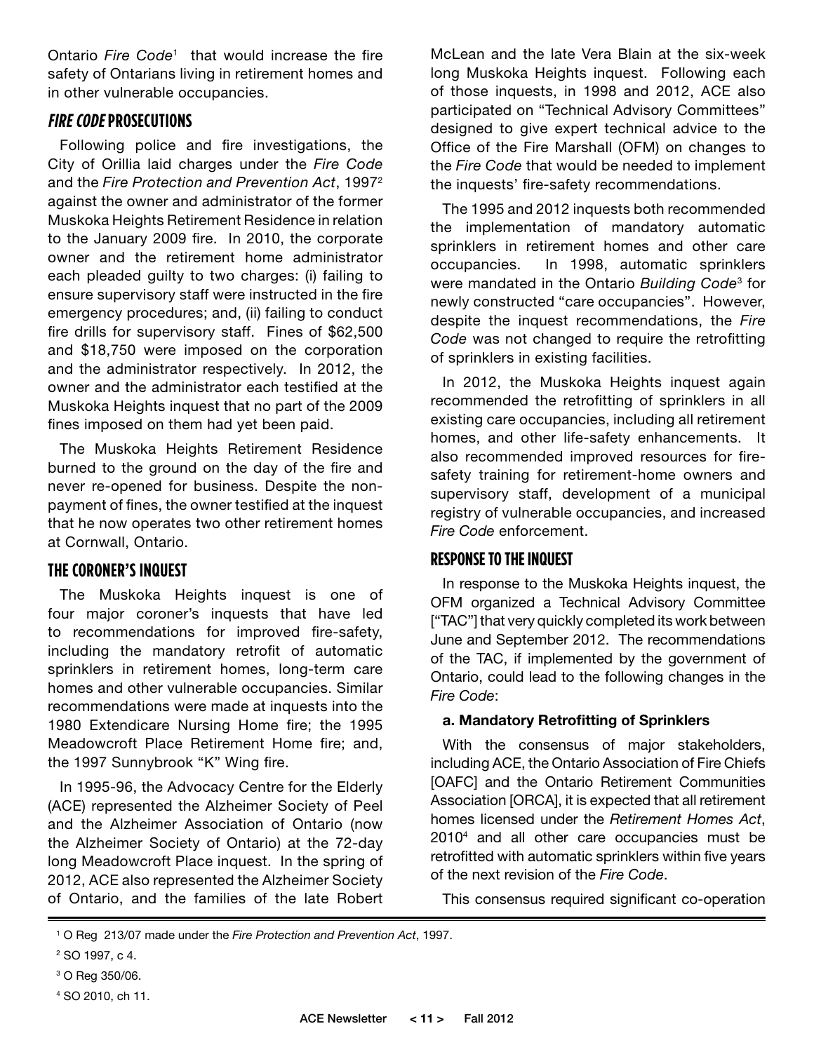Ontario *Fire Code*[1] that would increase the fire safety of Ontarians living in retirement homes and in other vulnerable occupancies.

## *FIRE CODE* PROSECUTIONS

Following police and fire investigations, the City of Orillia laid charges under the *Fire Code* and the *Fire Protection and Prevention Act*, 1997[2] against the owner and administrator of the former Muskoka Heights Retirement Residence in relation to the January 2009 fire. In 2010, the corporate owner and the retirement home administrator each pleaded guilty to two charges: (i) failing to ensure supervisory staff were instructed in the fire emergency procedures; and, (ii) failing to conduct fire drills for supervisory staff. Fines of $62,500 and $18,750 were imposed on the corporation and the administrator respectively. In 2012, the owner and the administrator each testified at the Muskoka Heights inquest that no part of the 2009 fines imposed on them had yet been paid.

The Muskoka Heights Retirement Residence burned to the ground on the day of the fire and never re-opened for business. Despite the non-payment of fines, the owner testified at the inquest that he now operates two other retirement homes at Cornwall, Ontario.

## THE CORONER'S INQUEST

The Muskoka Heights inquest is one of four major coroner's inquests that have led to recommendations for improved fire-safety, including the mandatory retrofit of automatic sprinklers in retirement homes, long-term care homes and other vulnerable occupancies. Similar recommendations were made at inquests into the 1980 Extendicare Nursing Home fire; the 1995 Meadowcroft Place Retirement Home fire; and, the 1997 Sunnybrook "K" Wing fire.

In 1995-96, the Advocacy Centre for the Elderly (ACE) represented the Alzheimer Society of Peel and the Alzheimer Association of Ontario (now the Alzheimer Society of Ontario) at the 72-day long Meadowcroft Place inquest. In the spring of 2012, ACE also represented the Alzheimer Society of Ontario, and the families of the late Robert McLean and the late Vera Blain at the six-week long Muskoka Heights inquest. Following each of those inquests, in 1998 and 2012, ACE also participated on "Technical Advisory Committees" designed to give expert technical advice to the Office of the Fire Marshall (OFM) on changes to the *Fire Code* that would be needed to implement the inquests' fire-safety recommendations.

The 1995 and 2012 inquests both recommended the implementation of mandatory automatic sprinklers in retirement homes and other care occupancies. In 1998, automatic sprinklers were mandated in the Ontario *Building Code*[3] for newly constructed "care occupancies". However, despite the inquest recommendations, the *Fire Code* was not changed to require the retrofitting of sprinklers in existing facilities.

In 2012, the Muskoka Heights inquest again recommended the retrofitting of sprinklers in all existing care occupancies, including all retirement homes, and other life-safety enhancements. It also recommended improved resources for fire-safety training for retirement-home owners and supervisory staff, development of a municipal registry of vulnerable occupancies, and increased *Fire Code* enforcement.

## RESPONSE TO THE INQUEST

In response to the Muskoka Heights inquest, the OFM organized a Technical Advisory Committee ["TAC"] that very quickly completed its work between June and September 2012. The recommendations of the TAC, if implemented by the government of Ontario, could lead to the following changes in the *Fire Code*:

**a. Mandatory Retrofitting of Sprinklers**

With the consensus of major stakeholders, including ACE, the Ontario Association of Fire Chiefs [OAFC] and the Ontario Retirement Communities Association [ORCA], it is expected that all retirement homes licensed under the *Retirement Homes Act*, 2010[4] and all other care occupancies must be retrofitted with automatic sprinklers within five years of the next revision of the *Fire Code*.

This consensus required significant co-operation

---

[1] O Reg 213/07 made under the *Fire Protection and Prevention Act*, 1997.

[2] SO 1997, c 4.

[3] O Reg 350/06.

[4] SO 2010, ch 11.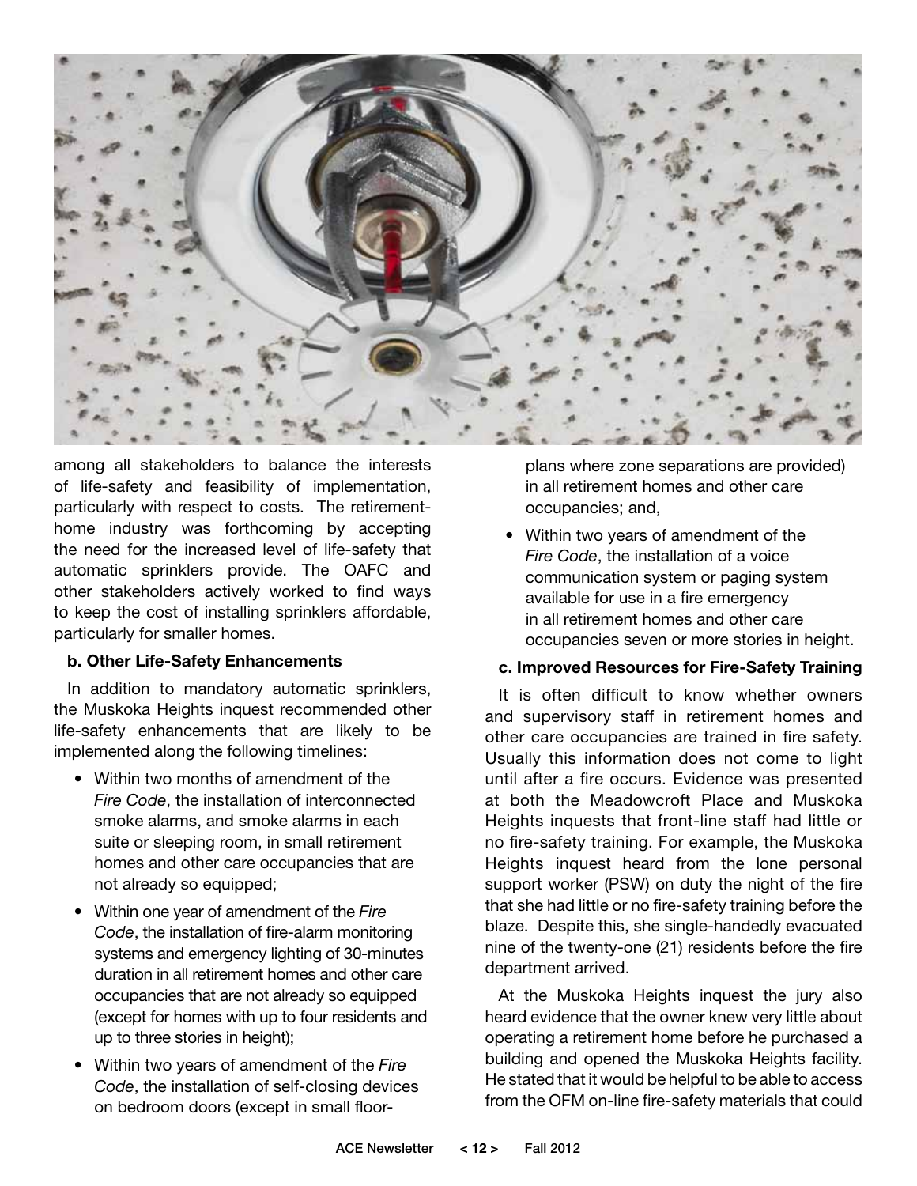among all stakeholders to balance the interests of life-safety and feasibility of implementation, particularly with respect to costs. The retirement-home industry was forthcoming by accepting the need for the increased level of life-safety that automatic sprinklers provide. The OAFC and other stakeholders actively worked to find ways to keep the cost of installing sprinklers affordable, particularly for smaller homes.

**b. Other Life-Safety Enhancements**

In addition to mandatory automatic sprinklers, the Muskoka Heights inquest recommended other life-safety enhancements that are likely to be implemented along the following timelines:

- Within two months of amendment of the *Fire Code*, the installation of interconnected smoke alarms, and smoke alarms in each suite or sleeping room, in small retirement homes and other care occupancies that are not already so equipped;
- Within one year of amendment of the *Fire Code*, the installation of fire-alarm monitoring systems and emergency lighting of 30-minutes duration in all retirement homes and other care occupancies that are not already so equipped (except for homes with up to four residents and up to three stories in height);
- Within two years of amendment of the *Fire Code*, the installation of self-closing devices on bedroom doors (except in small floor-plans where zone separations are provided) in all retirement homes and other care occupancies; and,
- Within two years of amendment of the *Fire Code*, the installation of a voice communication system or paging system available for use in a fire emergency in all retirement homes and other care occupancies seven or more stories in height.

**c. Improved Resources for Fire-Safety Training**

It is often difficult to know whether owners and supervisory staff in retirement homes and other care occupancies are trained in fire safety. Usually this information does not come to light until after a fire occurs. Evidence was presented at both the Meadowcroft Place and Muskoka Heights inquests that front-line staff had little or no fire-safety training. For example, the Muskoka Heights inquest heard from the lone personal support worker (PSW) on duty the night of the fire that she had little or no fire-safety training before the blaze. Despite this, she single-handedly evacuated nine of the twenty-one (21) residents before the fire department arrived.

At the Muskoka Heights inquest the jury also heard evidence that the owner knew very little about operating a retirement home before he purchased a building and opened the Muskoka Heights facility. He stated that it would be helpful to be able to access from the OFM on-line fire-safety materials that could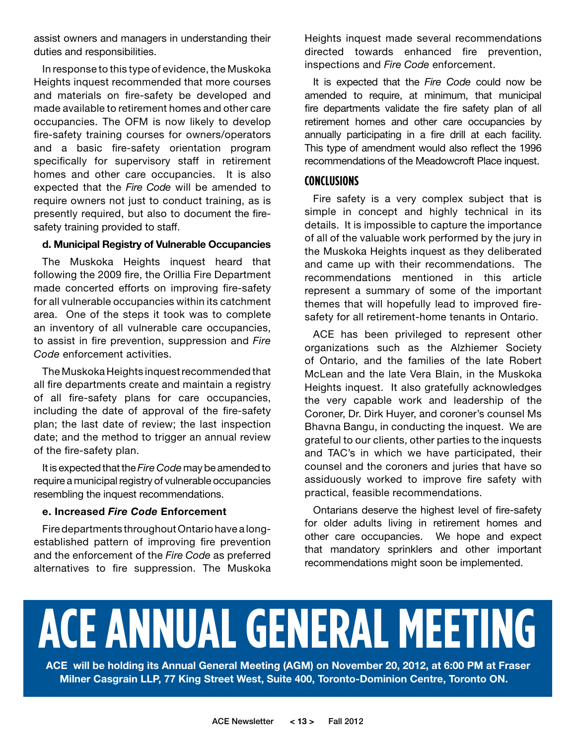assist owners and managers in understanding their duties and responsibilities.

In response to this type of evidence, the Muskoka Heights inquest recommended that more courses and materials on fire-safety be developed and made available to retirement homes and other care occupancies. The OFM is now likely to develop fire-safety training courses for owners/operators and a basic fire-safety orientation program specifically for supervisory staff in retirement homes and other care occupancies. It is also expected that the *Fire Code* will be amended to require owners not just to conduct training, as is presently required, but also to document the fire-safety training provided to staff.

**d. Municipal Registry of Vulnerable Occupancies**

The Muskoka Heights inquest heard that following the 2009 fire, the Orillia Fire Department made concerted efforts on improving fire-safety for all vulnerable occupancies within its catchment area. One of the steps it took was to complete an inventory of all vulnerable care occupancies, to assist in fire prevention, suppression and *Fire Code* enforcement activities.

The Muskoka Heights inquest recommended that all fire departments create and maintain a registry of all fire-safety plans for care occupancies, including the date of approval of the fire-safety plan; the last date of review; the last inspection date; and the method to trigger an annual review of the fire-safety plan.

It is expected that the *Fire Code* may be amended to require a municipal registry of vulnerable occupancies resembling the inquest recommendations.

**e. Increased *Fire Code* Enforcement**

Fire departments throughout Ontario have a long-established pattern of improving fire prevention and the enforcement of the *Fire Code* as preferred alternatives to fire suppression. The Muskoka Heights inquest made several recommendations directed towards enhanced fire prevention, inspections and *Fire Code* enforcement.

It is expected that the *Fire Code* could now be amended to require, at minimum, that municipal fire departments validate the fire safety plan of all retirement homes and other care occupancies by annually participating in a fire drill at each facility. This type of amendment would also reflect the 1996 recommendations of the Meadowcroft Place inquest.

## CONCLUSIONS

Fire safety is a very complex subject that is simple in concept and highly technical in its details. It is impossible to capture the importance of all of the valuable work performed by the jury in the Muskoka Heights inquest as they deliberated and came up with their recommendations. The recommendations mentioned in this article represent a summary of some of the important themes that will hopefully lead to improved fire-safety for all retirement-home tenants in Ontario.

ACE has been privileged to represent other organizations such as the Alzhiemer Society of Ontario, and the families of the late Robert McLean and the late Vera Blain, in the Muskoka Heights inquest. It also gratefully acknowledges the very capable work and leadership of the Coroner, Dr. Dirk Huyer, and coroner's counsel Ms Bhavna Bangu, in conducting the inquest. We are grateful to our clients, other parties to the inquests and TAC's in which we have participated, their counsel and the coroners and juries that have so assiduously worked to improve fire safety with practical, feasible recommendations.

Ontarians deserve the highest level of fire-safety for older adults living in retirement homes and other care occupancies. We hope and expect that mandatory sprinklers and other important recommendations might soon be implemented.

# ACE ANNUAL GENERAL MEETING

**ACE will be holding its Annual General Meeting (AGM) on November 20, 2012, at 6:00 PM at Fraser Milner Casgrain LLP, 77 King Street West, Suite 400, Toronto-Dominion Centre, Toronto ON.**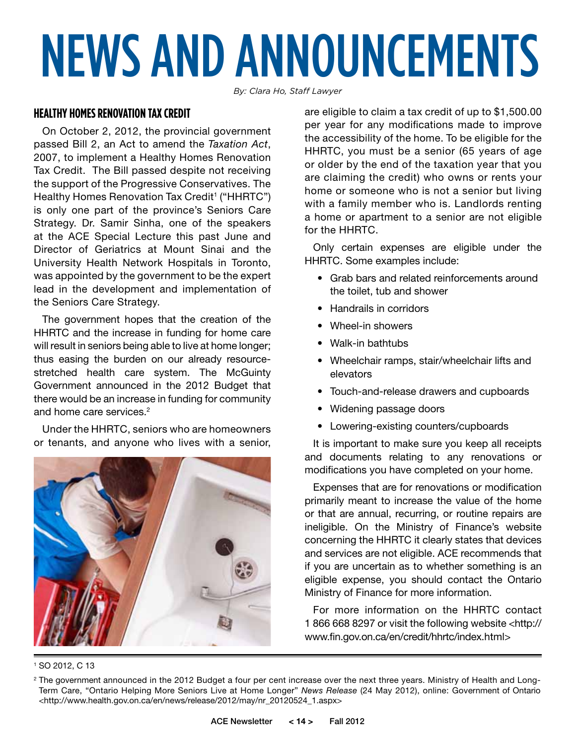# NEWS AND ANNOUNCEMENTS

*By: Clara Ho, Staff Lawyer*

## HEALTHY HOMES RENOVATION TAX CREDIT

On October 2, 2012, the provincial government passed Bill 2, an Act to amend the *Taxation Act*, 2007, to implement a Healthy Homes Renovation Tax Credit. The Bill passed despite not receiving the support of the Progressive Conservatives. The Healthy Homes Renovation Tax Credit[1] ("HHRTC") is only one part of the province's Seniors Care Strategy. Dr. Samir Sinha, one of the speakers at the ACE Special Lecture this past June and Director of Geriatrics at Mount Sinai and the University Health Network Hospitals in Toronto, was appointed by the government to be the expert lead in the development and implementation of the Seniors Care Strategy.

The government hopes that the creation of the HHRTC and the increase in funding for home care will result in seniors being able to live at home longer; thus easing the burden on our already resource-stretched health care system. The McGuinty Government announced in the 2012 Budget that there would be an increase in funding for community and home care services.[2]

Under the HHRTC, seniors who are homeowners or tenants, and anyone who lives with a senior, are eligible to claim a tax credit of up to $1,500.00 per year for any modifications made to improve the accessibility of the home. To be eligible for the HHRTC, you must be a senior (65 years of age or older by the end of the taxation year that you are claiming the credit) who owns or rents your home or someone who is not a senior but living with a family member who is. Landlords renting a home or apartment to a senior are not eligible for the HHRTC.

Only certain expenses are eligible under the HHRTC. Some examples include:

- Grab bars and related reinforcements around the toilet, tub and shower
- Handrails in corridors
- Wheel-in showers
- Walk-in bathtubs
- Wheelchair ramps, stair/wheelchair lifts and elevators
- Touch-and-release drawers and cupboards
- Widening passage doors
- Lowering-existing counters/cupboards

It is important to make sure you keep all receipts and documents relating to any renovations or modifications you have completed on your home.

Expenses that are for renovations or modification primarily meant to increase the value of the home or that are annual, recurring, or routine repairs are ineligible. On the Ministry of Finance's website concerning the HHRTC it clearly states that devices and services are not eligible. ACE recommends that if you are uncertain as to whether something is an eligible expense, you should contact the Ontario Ministry of Finance for more information.

For more information on the HHRTC contact 1 866 668 8297 or visit the following website <http://www.fin.gov.on.ca/en/credit/hhrtc/index.html>

---

[1] SO 2012, C 13

[2] The government announced in the 2012 Budget a four per cent increase over the next three years. Ministry of Health and Long-Term Care, "Ontario Helping More Seniors Live at Home Longer" *News Release* (24 May 2012), online: Government of Ontario <http://www.health.gov.on.ca/en/news/release/2012/may/nr_20120524_1.aspx>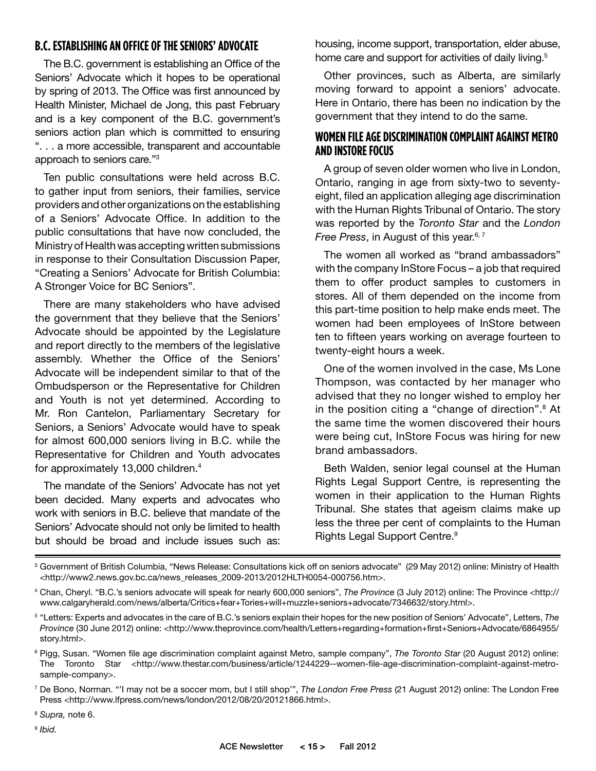## B.C. ESTABLISHING AN OFFICE OF THE SENIORS' ADVOCATE

The B.C. government is establishing an Office of the Seniors' Advocate which it hopes to be operational by spring of 2013. The Office was first announced by Health Minister, Michael de Jong, this past February and is a key component of the B.C. government's seniors action plan which is committed to ensuring ". . . a more accessible, transparent and accountable approach to seniors care."[3]

Ten public consultations were held across B.C. to gather input from seniors, their families, service providers and other organizations on the establishing of a Seniors' Advocate Office. In addition to the public consultations that have now concluded, the Ministry of Health was accepting written submissions in response to their Consultation Discussion Paper, "Creating a Seniors' Advocate for British Columbia: A Stronger Voice for BC Seniors".

There are many stakeholders who have advised the government that they believe that the Seniors' Advocate should be appointed by the Legislature and report directly to the members of the legislative assembly. Whether the Office of the Seniors' Advocate will be independent similar to that of the Ombudsperson or the Representative for Children and Youth is not yet determined. According to Mr. Ron Cantelon, Parliamentary Secretary for Seniors, a Seniors' Advocate would have to speak for almost 600,000 seniors living in B.C. while the Representative for Children and Youth advocates for approximately 13,000 children.[4]

The mandate of the Seniors' Advocate has not yet been decided. Many experts and advocates who work with seniors in B.C. believe that mandate of the Seniors' Advocate should not only be limited to health but should be broad and include issues such as: housing, income support, transportation, elder abuse, home care and support for activities of daily living.[5]

Other provinces, such as Alberta, are similarly moving forward to appoint a seniors' advocate. Here in Ontario, there has been no indication by the government that they intend to do the same.

## WOMEN FILE AGE DISCRIMINATION COMPLAINT AGAINST METRO AND INSTORE FOCUS

A group of seven older women who live in London, Ontario, ranging in age from sixty-two to seventy-eight, filed an application alleging age discrimination with the Human Rights Tribunal of Ontario. The story was reported by the *Toronto Star* and the *London Free Press*, in August of this year.[6, 7]

The women all worked as "brand ambassadors" with the company InStore Focus – a job that required them to offer product samples to customers in stores. All of them depended on the income from this part-time position to help make ends meet. The women had been employees of InStore between ten to fifteen years working on average fourteen to twenty-eight hours a week.

One of the women involved in the case, Ms Lone Thompson, was contacted by her manager who advised that they no longer wished to employ her in the position citing a "change of direction".[8] At the same time the women discovered their hours were being cut, InStore Focus was hiring for new brand ambassadors.

Beth Walden, senior legal counsel at the Human Rights Legal Support Centre, is representing the women in their application to the Human Rights Tribunal. She states that ageism claims make up less the three per cent of complaints to the Human Rights Legal Support Centre.[9]

---

[3] Government of British Columbia, "News Release: Consultations kick off on seniors advocate" (29 May 2012) online: Ministry of Health <http://www2.news.gov.bc.ca/news_releases_2009-2013/2012HLTH0054-000756.htm>.

[4] Chan, Cheryl. "B.C.'s seniors advocate will speak for nearly 600,000 seniors", *The Province* (3 July 2012) online: The Province <http://www.calgaryherald.com/news/alberta/Critics+fear+Tories+will+muzzle+seniors+advocate/7346632/story.html>.

[5] "Letters: Experts and advocates in the care of B.C.'s seniors explain their hopes for the new position of Seniors' Advocate", Letters, *The Province* (30 June 2012) online: <http://www.theprovince.com/health/Letters+regarding+formation+first+Seniors+Advocate/6864955/story.html>.

[6] Pigg, Susan. "Women file age discrimination complaint against Metro, sample company", *The Toronto Star* (20 August 2012) online: The Toronto Star <http://www.thestar.com/business/article/1244229--women-file-age-discrimination-complaint-against-metro-sample-company>.

[7] De Bono, Norman. "'I may not be a soccer mom, but I still shop'", *The London Free Press* (21 August 2012) online: The London Free Press <http://www.lfpress.com/news/london/2012/08/20/20121866.html>.

[8] *Supra,* note 6.

[9] *Ibid.*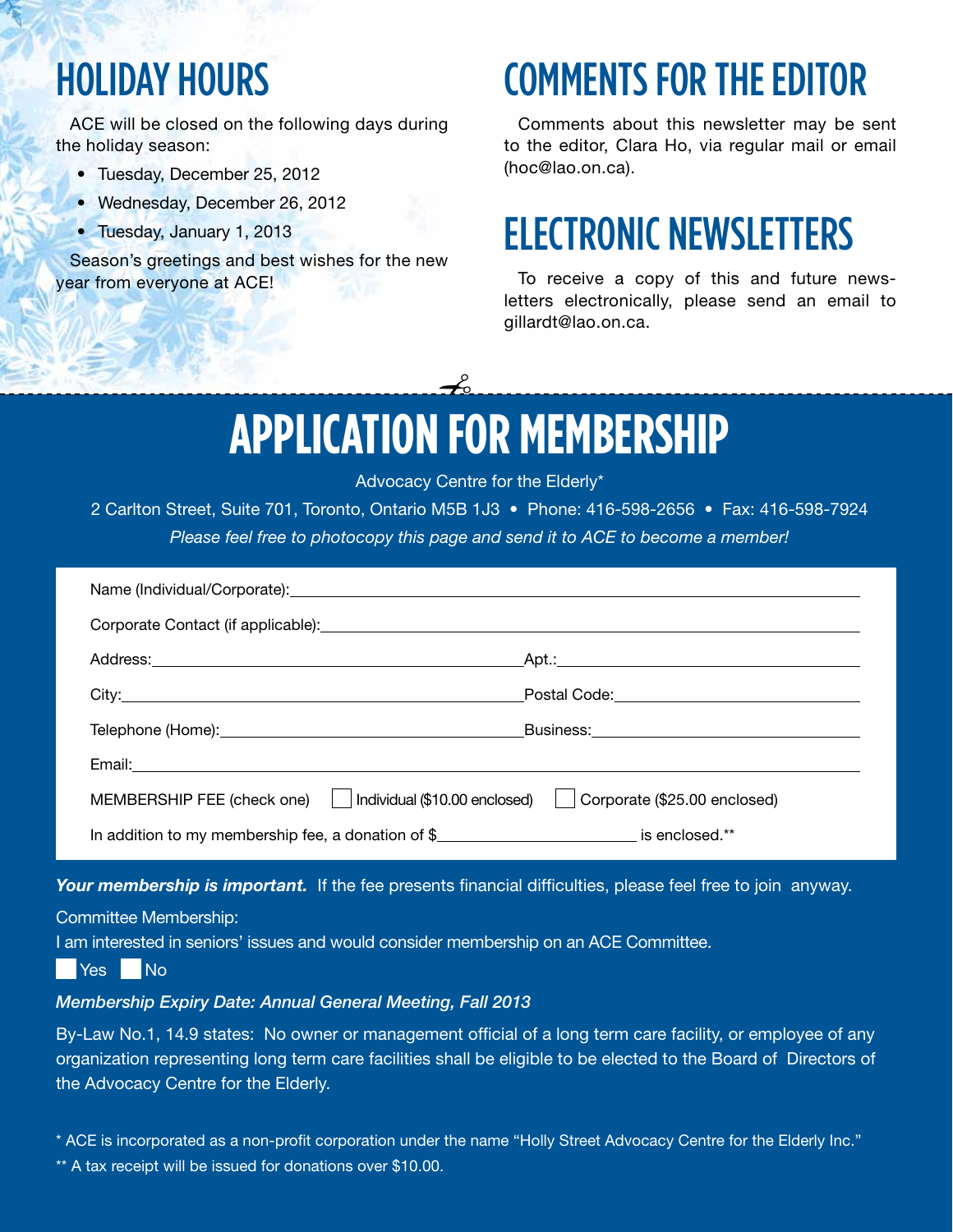## HOLIDAY HOURS

ACE will be closed on the following days during the holiday season:

- Tuesday, December 25, 2012
- Wednesday, December 26, 2012
- Tuesday, January 1, 2013

Season's greetings and best wishes for the new year from everyone at ACE!

## COMMENTS FOR THE EDITOR

Comments about this newsletter may be sent to the editor, Clara Ho, via regular mail or email (hoc@lao.on.ca).

## ELECTRONIC NEWSLETTERS

To receive a copy of this and future newsletters electronically, please send an email to gillardt@lao.on.ca.

---

# APPLICATION FOR MEMBERSHIP

Advocacy Centre for the Elderly*

2 Carlton Street, Suite 701, Toronto, Ontario M5B 1J3 • Phone: 416-598-2656 • Fax: 416-598-7924

*Please feel free to photocopy this page and send it to ACE to become a member!*

Name (Individual/Corporate): ____________________

Corporate Contact (if applicable): ____________________

Address: ____________________ Apt.: ____________________

City: ____________________ Postal Code: ____________________

Telephone (Home): ____________________ Business: ____________________

Email: ____________________

MEMBERSHIP FEE (check one) ☐ Individual ($10.00 enclosed) ☐ Corporate ($25.00 enclosed)

In addition to my membership fee, a donation of $____________ is enclosed.**

***Your membership is important.*** If the fee presents financial difficulties, please feel free to join anyway.

Committee Membership:

I am interested in seniors' issues and would consider membership on an ACE Committee.

☐ Yes ☐ No

***Membership Expiry Date: Annual General Meeting, Fall 2013***

By-Law No.1, 14.9 states: No owner or management official of a long term care facility, or employee of any organization representing long term care facilities shall be eligible to be elected to the Board of Directors of the Advocacy Centre for the Elderly.

\* ACE is incorporated as a non-profit corporation under the name "Holly Street Advocacy Centre for the Elderly Inc."

** A tax receipt will be issued for donations over $10.00.